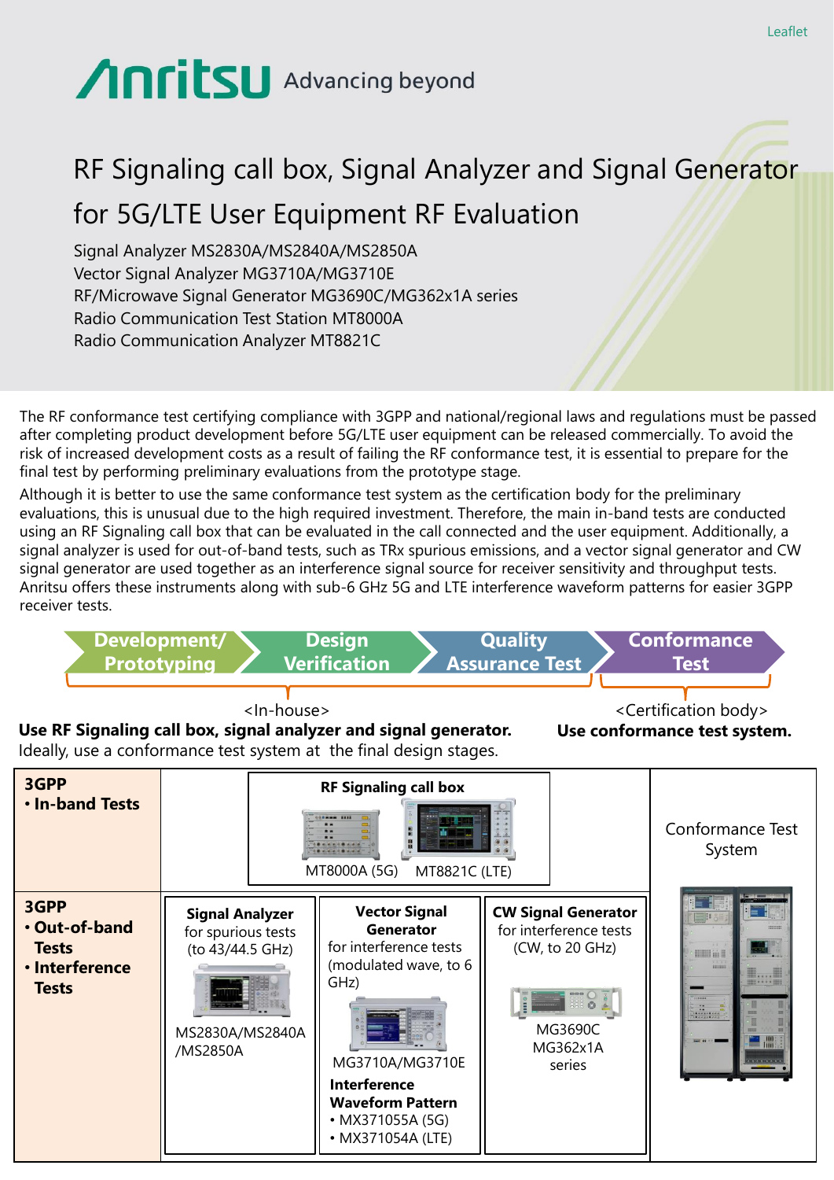Leaflet

Anritsu Advancing beyond

# RF Signaling call box, Signal Analyzer and Signal Generator for 5G/LTE User Equipment RF Evaluation

Signal Analyzer MS2830A/MS2840A/MS2850A
Vector Signal Analyzer MG3710A/MG3710E
RF/Microwave Signal Generator MG3690C/MG362x1A series
Radio Communication Test Station MT8000A
Radio Communication Analyzer MT8821C

The RF conformance test certifying compliance with 3GPP and national/regional laws and regulations must be passed after completing product development before 5G/LTE user equipment can be released commercially. To avoid the risk of increased development costs as a result of failing the RF conformance test, it is essential to prepare for the final test by performing preliminary evaluations from the prototype stage.

Although it is better to use the same conformance test system as the certification body for the preliminary evaluations, this is unusual due to the high required investment. Therefore, the main in-band tests are conducted using an RF Signaling call box that can be evaluated in the call connected and the user equipment. Additionally, a signal analyzer is used for out-of-band tests, such as TRx spurious emissions, and a vector signal generator and CW signal generator are used together as an interference signal source for receiver sensitivity and throughput tests. Anritsu offers these instruments along with sub-6 GHz 5G and LTE interference waveform patterns for easier 3GPP receiver tests.

Development/ Prototyping → Design Verification → Quality Assurance Test → Conformance Test

<In-house>
**Use RF Signaling call box, signal analyzer and signal generator.**
Ideally, use a conformance test system at the final design stages.

<Certification body>
**Use conformance test system.**

| | | | | |
|---|---|---|---|---|
| **3GPP** <br>• **In-band Tests** | **RF Signaling call box**<br>MT8000A (5G) MT8821C (LTE) | | | Conformance Test System |
| **3GPP** <br>• **Out-of-band Tests**<br>• **Interference Tests** | **Signal Analyzer** for spurious tests (to 43/44.5 GHz)<br>MS2830A/MS2840A /MS2850A | **Vector Signal Generator** for interference tests (modulated wave, to 6 GHz)<br>MG3710A/MG3710E<br>**Interference Waveform Pattern**<br>• MX371055A (5G)<br>• MX371054A (LTE) | **CW Signal Generator** for interference tests (CW, to 20 GHz)<br>MG3690C MG362x1A series | |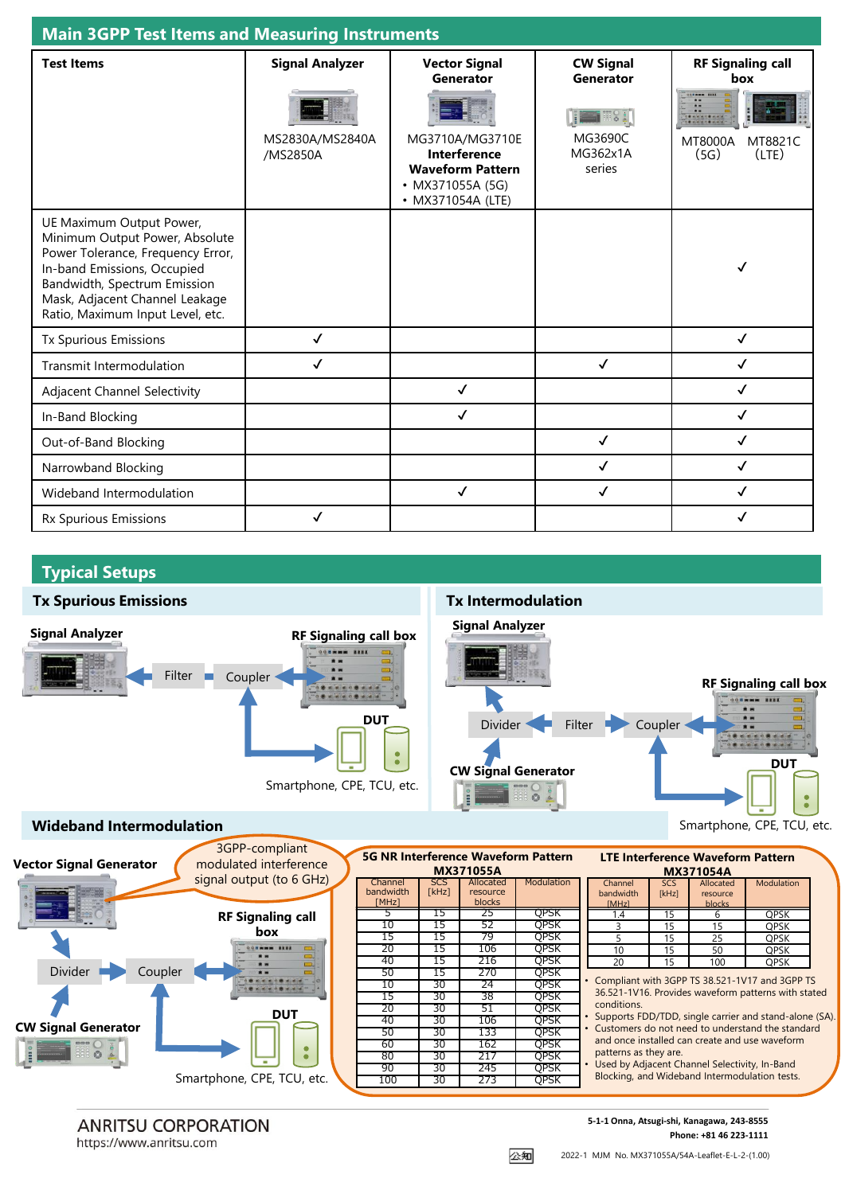## Main 3GPP Test Items and Measuring Instruments

| Test Items | Signal Analyzer MS2830A/MS2840A /MS2850A | Vector Signal Generator MG3710A/MG3710E **Interference Waveform Pattern** • MX371055A (5G) • MX371054A (LTE) | CW Signal Generator MG3690C MG362x1A series | RF Signaling call box MT8000A (5G) MT8821C (LTE) |
|---|---|---|---|---|
| UE Maximum Output Power, Minimum Output Power, Absolute Power Tolerance, Frequency Error, In-band Emissions, Occupied Bandwidth, Spectrum Emission Mask, Adjacent Channel Leakage Ratio, Maximum Input Level, etc. | | | | ✓ |
| Tx Spurious Emissions | ✓ | | | ✓ |
| Transmit Intermodulation | ✓ | | ✓ | ✓ |
| Adjacent Channel Selectivity | | ✓ | | ✓ |
| In-Band Blocking | | ✓ | | ✓ |
| Out-of-Band Blocking | | | ✓ | ✓ |
| Narrowband Blocking | | | ✓ | ✓ |
| Wideband Intermodulation | | ✓ | ✓ | ✓ |
| Rx Spurious Emissions | ✓ | | | ✓ |

## Typical Setups

### Tx Spurious Emissions

Signal Analyzer

RF Signaling call box

Filter

Coupler

DUT

Smartphone, CPE, TCU, etc.

### Tx Intermodulation

Signal Analyzer

RF Signaling call box

Divider

Filter

Coupler

CW Signal Generator

DUT

Smartphone, CPE, TCU, etc.

### Wideband Intermodulation

Vector Signal Generator

3GPP-compliant modulated interference signal output (to 6 GHz)

RF Signaling call box

Divider

Coupler

CW Signal Generator

DUT

Smartphone, CPE, TCU, etc.

**5G NR Interference Waveform Pattern MX371055A**

| Channel bandwidth [MHz] | SCS [kHz] | Allocated resource blocks | Modulation |
|---|---|---|---|
| 5 | 15 | 25 | QPSK |
| 10 | 15 | 52 | QPSK |
| 15 | 15 | 79 | QPSK |
| 20 | 15 | 106 | QPSK |
| 40 | 15 | 216 | QPSK |
| 50 | 15 | 270 | QPSK |
| 10 | 30 | 24 | QPSK |
| 15 | 30 | 38 | QPSK |
| 20 | 30 | 51 | QPSK |
| 40 | 30 | 106 | QPSK |
| 50 | 30 | 133 | QPSK |
| 60 | 30 | 162 | QPSK |
| 80 | 30 | 217 | QPSK |
| 90 | 30 | 245 | QPSK |
| 100 | 30 | 273 | QPSK |

**LTE Interference Waveform Pattern MX371054A**

| Channel bandwidth [MHz] | SCS [kHz] | Allocated resource blocks | Modulation |
|---|---|---|---|
| 1.4 | 15 | 6 | QPSK |
| 3 | 15 | 15 | QPSK |
| 5 | 15 | 25 | QPSK |
| 10 | 15 | 50 | QPSK |
| 20 | 15 | 100 | QPSK |

- Compliant with 3GPP TS 38.521-1V17 and 3GPP TS 36.521-1V16. Provides waveform patterns with stated conditions.
- Supports FDD/TDD, single carrier and stand-alone (SA).
- Customers do not need to understand the standard and once installed can create and use waveform patterns as they are.
- Used by Adjacent Channel Selectivity, In-Band Blocking, and Wideband Intermodulation tests.

ANRITSU CORPORATION
https://www.anritsu.com

5-1-1 Onna, Atsugi-shi, Kanagawa, 243-8555
Phone: +81 46 223-1111

公知 2022-1 MJM No. MX371055A/54A-Leaflet-E-L-2-(1.00)